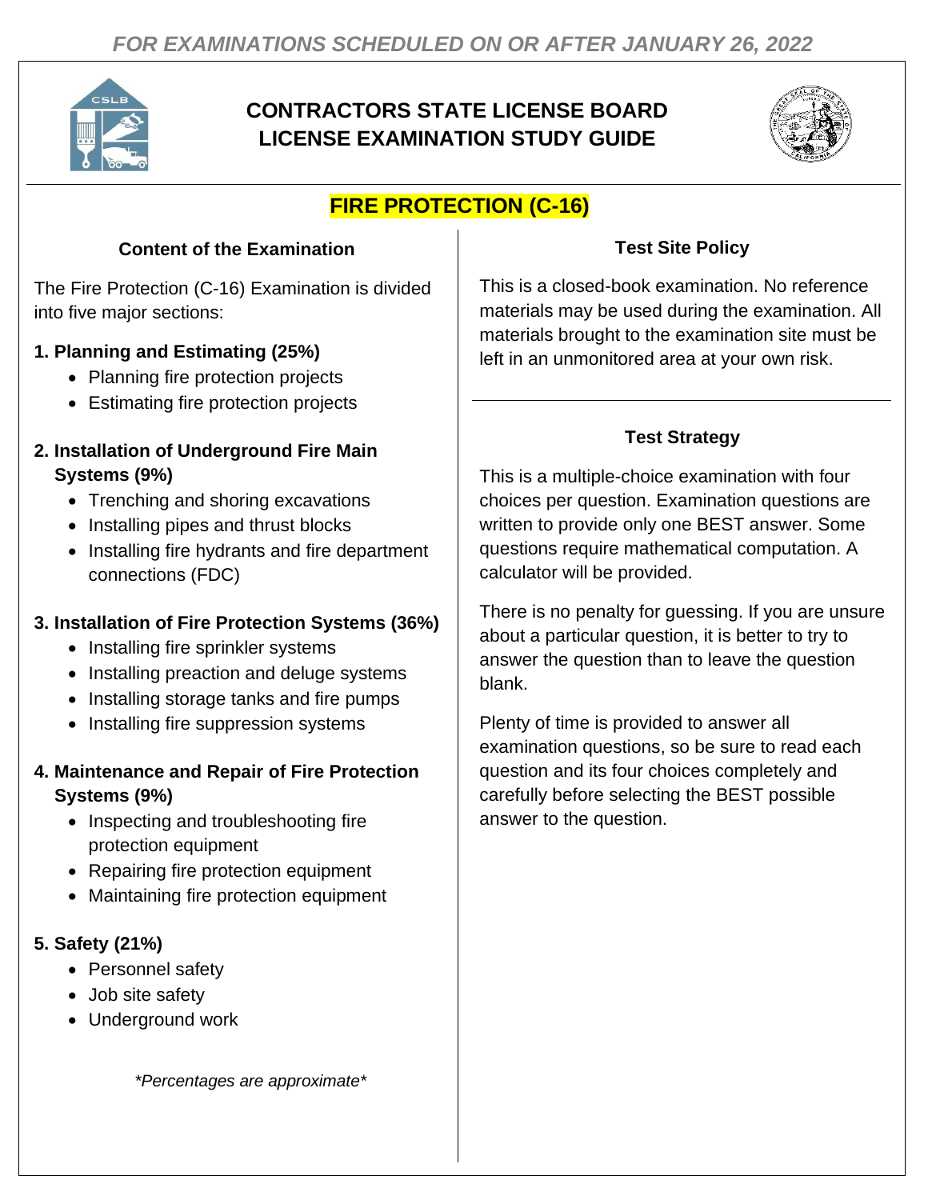*FOR EXAMINATIONS SCHEDULED ON OR AFTER JANUARY 26, 2022*

# CONTRACTORS STATE LICENSE BOARD LICENSE EXAMINATION STUDY GUIDE

## FIRE PROTECTION (C-16)

### Content of the Examination

The Fire Protection (C-16) Examination is divided into five major sections:

**1. Planning and Estimating (25%)**
- Planning fire protection projects
- Estimating fire protection projects

**2. Installation of Underground Fire Main Systems (9%)**
- Trenching and shoring excavations
- Installing pipes and thrust blocks
- Installing fire hydrants and fire department connections (FDC)

**3. Installation of Fire Protection Systems (36%)**
- Installing fire sprinkler systems
- Installing preaction and deluge systems
- Installing storage tanks and fire pumps
- Installing fire suppression systems

**4. Maintenance and Repair of Fire Protection Systems (9%)**
- Inspecting and troubleshooting fire protection equipment
- Repairing fire protection equipment
- Maintaining fire protection equipment

**5. Safety (21%)**
- Personnel safety
- Job site safety
- Underground work

*Percentages are approximate*

### Test Site Policy

This is a closed-book examination. No reference materials may be used during the examination. All materials brought to the examination site must be left in an unmonitored area at your own risk.

### Test Strategy

This is a multiple-choice examination with four choices per question. Examination questions are written to provide only one BEST answer. Some questions require mathematical computation. A calculator will be provided.

There is no penalty for guessing. If you are unsure about a particular question, it is better to try to answer the question than to leave the question blank.

Plenty of time is provided to answer all examination questions, so be sure to read each question and its four choices completely and carefully before selecting the BEST possible answer to the question.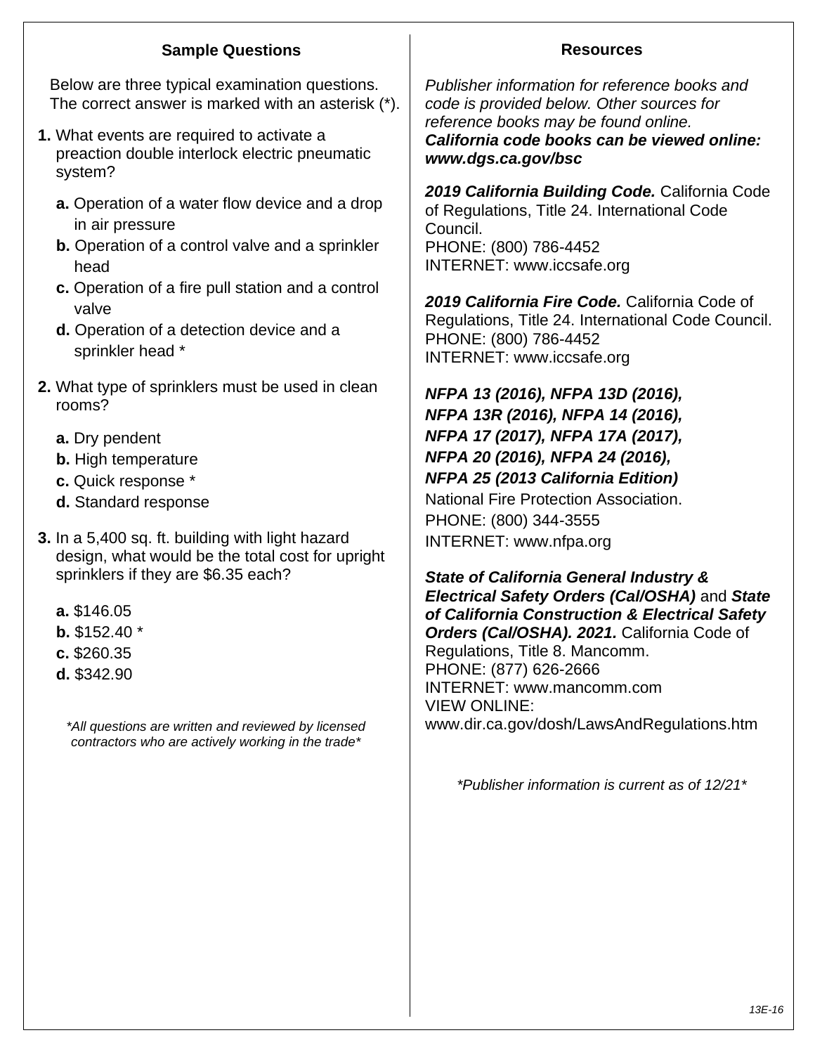## Sample Questions

Below are three typical examination questions. The correct answer is marked with an asterisk (*).

**1.** What events are required to activate a preaction double interlock electric pneumatic system?

- **a.** Operation of a water flow device and a drop in air pressure
- **b.** Operation of a control valve and a sprinkler head
- **c.** Operation of a fire pull station and a control valve
- **d.** Operation of a detection device and a sprinkler head *

**2.** What type of sprinklers must be used in clean rooms?

- **a.** Dry pendent
- **b.** High temperature
- **c.** Quick response *
- **d.** Standard response

**3.** In a 5,400 sq. ft. building with light hazard design, what would be the total cost for upright sprinklers if they are $6.35 each?

- **a.** $146.05
- **b.** $152.40 *
- **c.** $260.35
- **d.** $342.90

*\*All questions are written and reviewed by licensed contractors who are actively working in the trade\**

## Resources

*Publisher information for reference books and code is provided below. Other sources for reference books may be found online.*
***California code books can be viewed online: www.dgs.ca.gov/bsc***

***2019 California Building Code.*** California Code of Regulations, Title 24. International Code Council.
PHONE: (800) 786-4452
INTERNET: www.iccsafe.org

***2019 California Fire Code.*** California Code of Regulations, Title 24. International Code Council.
PHONE: (800) 786-4452
INTERNET: www.iccsafe.org

***NFPA 13 (2016), NFPA 13D (2016), NFPA 13R (2016), NFPA 14 (2016), NFPA 17 (2017), NFPA 17A (2017), NFPA 20 (2016), NFPA 24 (2016), NFPA 25 (2013 California Edition)***
National Fire Protection Association.
PHONE: (800) 344-3555
INTERNET: www.nfpa.org

***State of California General Industry & Electrical Safety Orders (Cal/OSHA)*** and ***State of California Construction & Electrical Safety Orders (Cal/OSHA). 2021.*** California Code of Regulations, Title 8. Mancomm.
PHONE: (877) 626-2666
INTERNET: www.mancomm.com
VIEW ONLINE:
www.dir.ca.gov/dosh/LawsAndRegulations.htm

*\*Publisher information is current as of 12/21\**